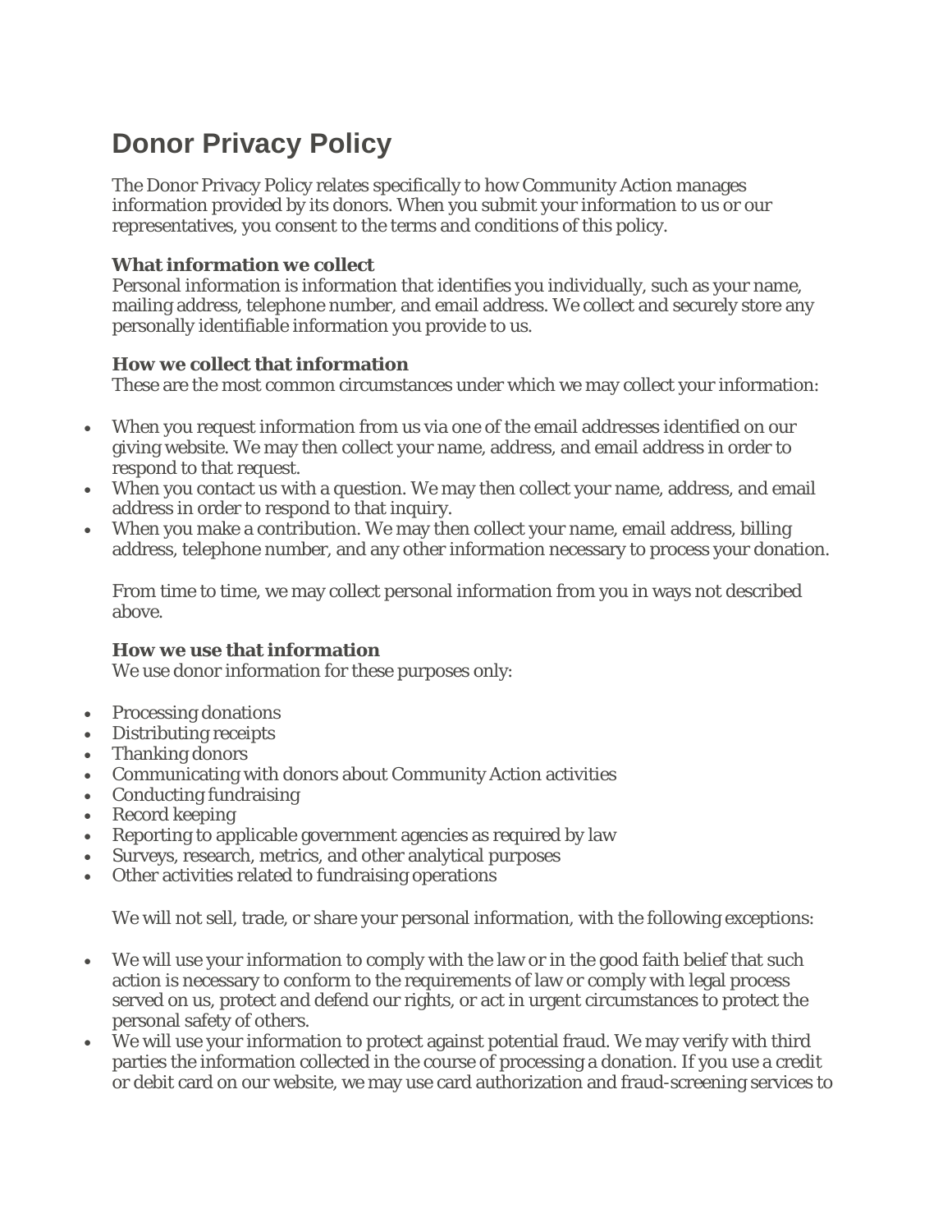# Donor Privacy Policy

The Donor Privacy Policy relates specifically to how Community Action manages information provided by its donors. When you submit your information to us or our representatives, you consent to the terms and conditions of this policy.

**What information we collect**
Personal information is information that identifies you individually, such as your name, mailing address, telephone number, and email address. We collect and securely store any personally identifiable information you provide to us.

**How we collect that information**
These are the most common circumstances under which we may collect your information:

- When you request information from us via one of the email addresses identified on our giving website. We may then collect your name, address, and email address in order to respond to that request.
- When you contact us with a question. We may then collect your name, address, and email address in order to respond to that inquiry.
- When you make a contribution. We may then collect your name, email address, billing address, telephone number, and any other information necessary to process your donation.

From time to time, we may collect personal information from you in ways not described above.

**How we use that information**
We use donor information for these purposes only:

- Processing donations
- Distributing receipts
- Thanking donors
- Communicating with donors about Community Action activities
- Conducting fundraising
- Record keeping
- Reporting to applicable government agencies as required by law
- Surveys, research, metrics, and other analytical purposes
- Other activities related to fundraising operations

We will not sell, trade, or share your personal information, with the following exceptions:

- We will use your information to comply with the law or in the good faith belief that such action is necessary to conform to the requirements of law or comply with legal process served on us, protect and defend our rights, or act in urgent circumstances to protect the personal safety of others.
- We will use your information to protect against potential fraud. We may verify with third parties the information collected in the course of processing a donation. If you use a credit or debit card on our website, we may use card authorization and fraud-screening services to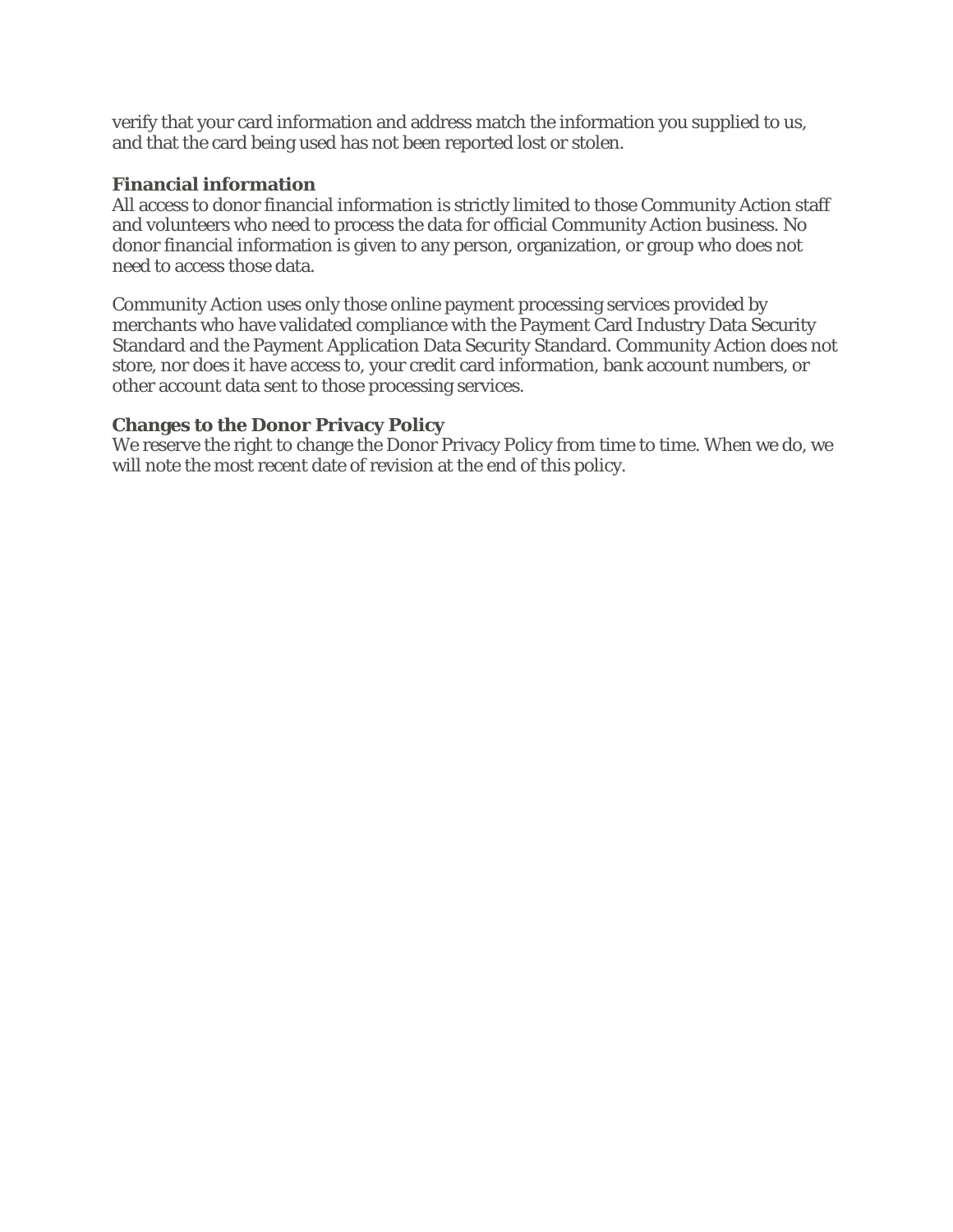verify that your card information and address match the information you supplied to us, and that the card being used has not been reported lost or stolen.

**Financial information**
All access to donor financial information is strictly limited to those Community Action staff and volunteers who need to process the data for official Community Action business. No donor financial information is given to any person, organization, or group who does not need to access those data.

Community Action uses only those online payment processing services provided by merchants who have validated compliance with the Payment Card Industry Data Security Standard and the Payment Application Data Security Standard. Community Action does not store, nor does it have access to, your credit card information, bank account numbers, or other account data sent to those processing services.

**Changes to the Donor Privacy Policy**
We reserve the right to change the Donor Privacy Policy from time to time. When we do, we will note the most recent date of revision at the end of this policy.